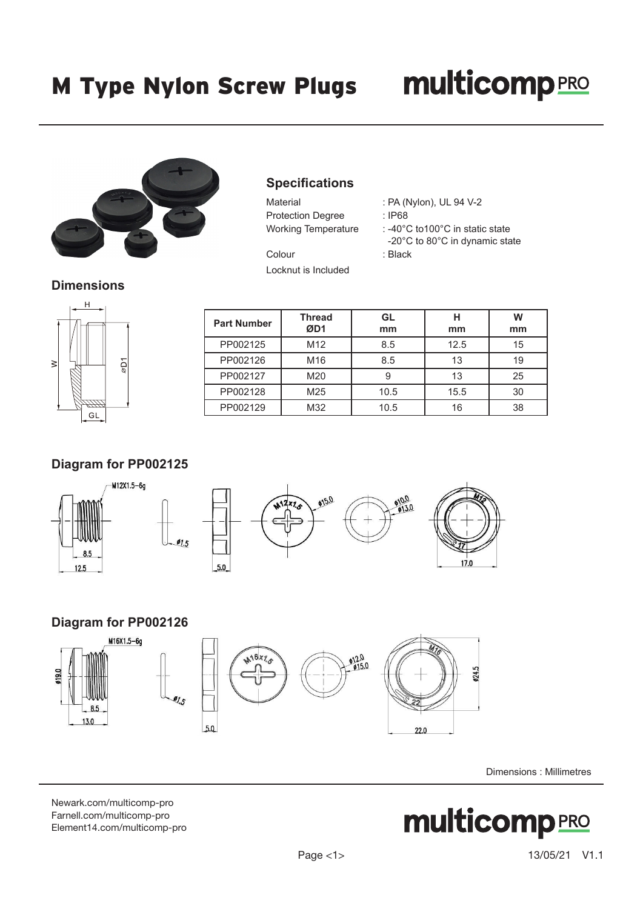# M Type Nylon Screw Plugs

## Specifications

Material : PA (Nylon), UL 94 V-2
Protection Degree : IP68
Working Temperature : -40°C to100°C in static state
-20°C to 80°C in dynamic state
Colour : Black
Locknut is Included

## Dimensions

| Part Number | Thread ØD1 | GL mm | H mm | W mm |
|---|---|---|---|---|
| PP002125 | M12 | 8.5 | 12.5 | 15 |
| PP002126 | M16 | 8.5 | 13 | 19 |
| PP002127 | M20 | 9 | 13 | 25 |
| PP002128 | M25 | 10.5 | 15.5 | 30 |
| PP002129 | M32 | 10.5 | 16 | 38 |

## Diagram for PP002125

## Diagram for PP002126

Dimensions : Millimetres

Newark.com/multicomp-pro
Farnell.com/multicomp-pro
Element14.com/multicomp-pro

13/05/21 V1.1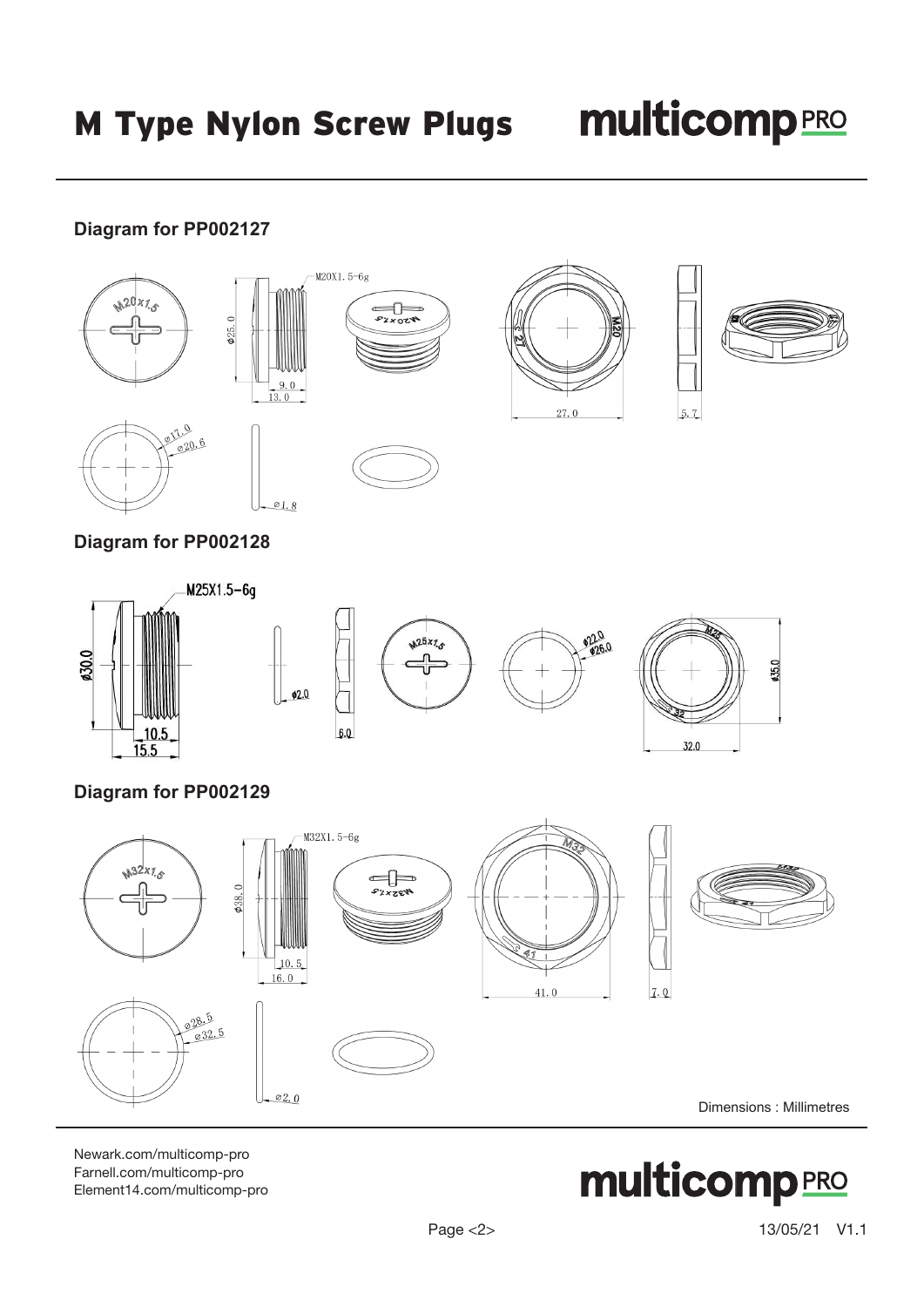# M Type Nylon Screw Plugs

## Diagram for PP002127

M20X1.5-6g

ø25.0

9.0

13.0

27.0

5.7

ø17.0

ø20.6

ø1.8

## Diagram for PP002128

M25X1.5-6g

ø30.0

10.5

15.5

ø2.0

6.0

ø22.0

ø26.0

ø35.0

32.0

## Diagram for PP002129

M32X1.5-6g

ø38.0

10.5

16.0

41.0

7.0

ø28.5

ø32.5

ø2.0

Dimensions : Millimetres

Newark.com/multicomp-pro
Farnell.com/multicomp-pro
Element14.com/multicomp-pro

13/05/21 V1.1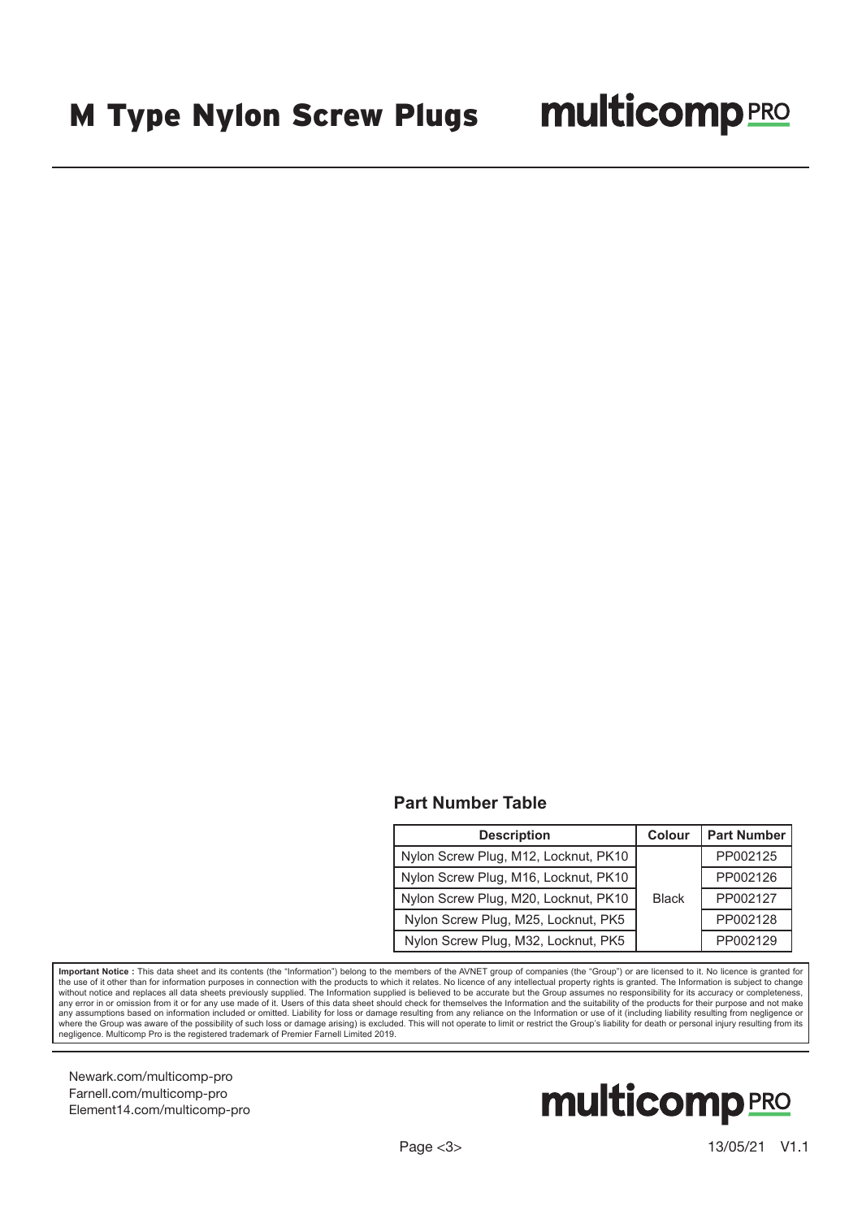## Part Number Table

| Description | Colour | Part Number |
|---|---|---|
| Nylon Screw Plug, M12, Locknut, PK10 | Black | PP002125 |
| Nylon Screw Plug, M16, Locknut, PK10 | | PP002126 |
| Nylon Screw Plug, M20, Locknut, PK10 | | PP002127 |
| Nylon Screw Plug, M25, Locknut, PK5 | | PP002128 |
| Nylon Screw Plug, M32, Locknut, PK5 | | PP002129 |

**Important Notice :** This data sheet and its contents (the "Information") belong to the members of the AVNET group of companies (the "Group") or are licensed to it. No licence is granted for the use of it other than for information purposes in connection with the products to which it relates. No licence of any intellectual property rights is granted. The Information is subject to change without notice and replaces all data sheets previously supplied. The Information supplied is believed to be accurate but the Group assumes no responsibility for its accuracy or completeness, any error in or omission from it or for any use made of it. Users of this data sheet should check for themselves the Information and the suitability of the products for their purpose and not make any assumptions based on information included or omitted. Liability for loss or damage resulting from any reliance on the Information or use of it (including liability resulting from negligence or where the Group was aware of the possibility of such loss or damage arising) is excluded. This will not operate to limit or restrict the Group's liability for death or personal injury resulting from its negligence. Multicomp Pro is the registered trademark of Premier Farnell Limited 2019.

Newark.com/multicomp-pro
Farnell.com/multicomp-pro
Element14.com/multicomp-pro

13/05/21 V1.1